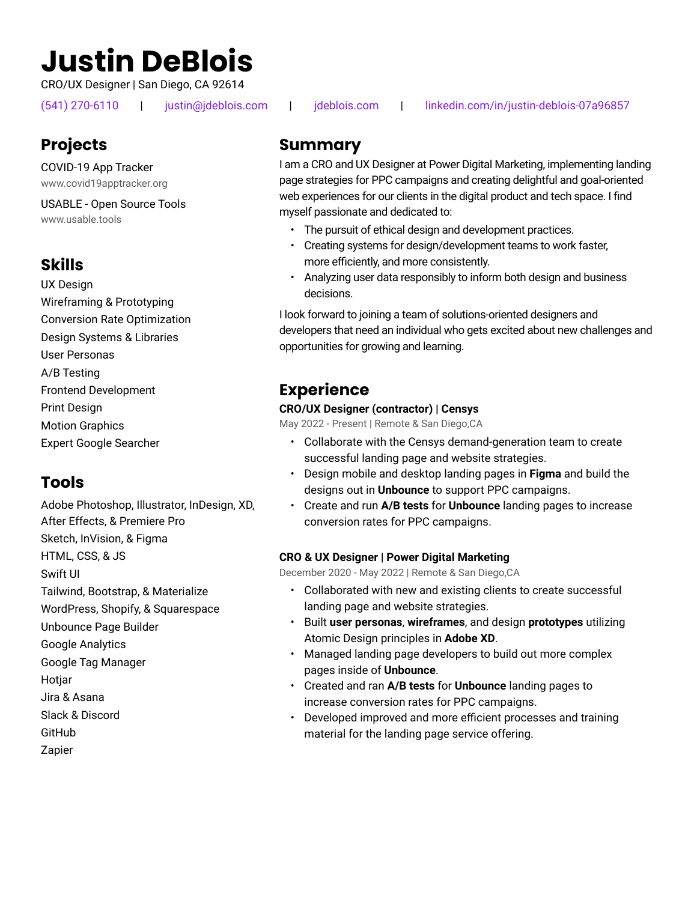# Justin DeBlois

CRO/UX Designer | San Diego, CA 92614

(541) 270-6110 | justin@jdeblois.com | jdeblois.com | linkedin.com/in/justin-deblois-07a96857

## Projects

COVID-19 App Tracker
www.covid19apptracker.org

USABLE - Open Source Tools
www.usable.tools

## Skills

UX Design
Wireframing & Prototyping
Conversion Rate Optimization
Design Systems & Libraries
User Personas
A/B Testing
Frontend Development
Print Design
Motion Graphics
Expert Google Searcher

## Tools

Adobe Photoshop, Illustrator, InDesign, XD, After Effects, & Premiere Pro
Sketch, InVision, & Figma
HTML, CSS, & JS
Swift UI
Tailwind, Bootstrap, & Materialize
WordPress, Shopify, & Squarespace
Unbounce Page Builder
Google Analytics
Google Tag Manager
Hotjar
Jira & Asana
Slack & Discord
GitHub
Zapier

## Summary

I am a CRO and UX Designer at Power Digital Marketing, implementing landing page strategies for PPC campaigns and creating delightful and goal-oriented web experiences for our clients in the digital product and tech space. I find myself passionate and dedicated to:

- The pursuit of ethical design and development practices.
- Creating systems for design/development teams to work faster, more efficiently, and more consistently.
- Analyzing user data responsibly to inform both design and business decisions.

I look forward to joining a team of solutions-oriented designers and developers that need an individual who gets excited about new challenges and opportunities for growing and learning.

## Experience

**CRO/UX Designer (contractor) | Censys**
May 2022 - Present | Remote & San Diego,CA

- Collaborate with the Censys demand-generation team to create successful landing page and website strategies.
- Design mobile and desktop landing pages in **Figma** and build the designs out in **Unbounce** to support PPC campaigns.
- Create and run **A/B tests** for **Unbounce** landing pages to increase conversion rates for PPC campaigns.

**CRO & UX Designer | Power Digital Marketing**
December 2020 - May 2022 | Remote & San Diego,CA

- Collaborated with new and existing clients to create successful landing page and website strategies.
- Built **user personas**, **wireframes**, and design **prototypes** utilizing Atomic Design principles in **Adobe XD**.
- Managed landing page developers to build out more complex pages inside of **Unbounce**.
- Created and ran **A/B tests** for **Unbounce** landing pages to increase conversion rates for PPC campaigns.
- Developed improved and more efficient processes and training material for the landing page service offering.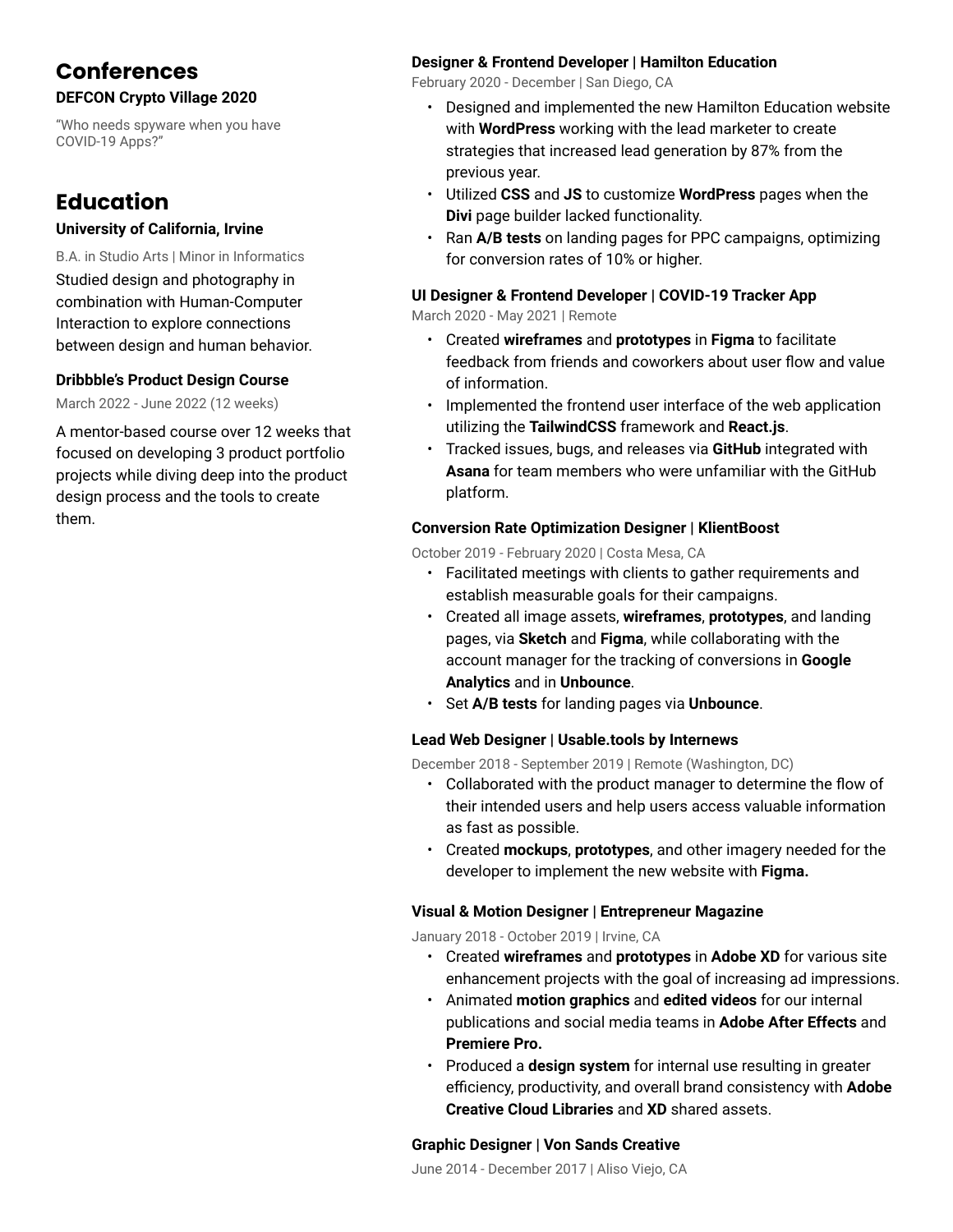## Conferences

**DEFCON Crypto Village 2020**

"Who needs spyware when you have COVID-19 Apps?"

## Education

**University of California, Irvine**

B.A. in Studio Arts | Minor in Informatics

Studied design and photography in combination with Human-Computer Interaction to explore connections between design and human behavior.

**Dribbble's Product Design Course**

March 2022 - June 2022 (12 weeks)

A mentor-based course over 12 weeks that focused on developing 3 product portfolio projects while diving deep into the product design process and the tools to create them.

**Designer & Frontend Developer | Hamilton Education**

February 2020 - December | San Diego, CA

- Designed and implemented the new Hamilton Education website with **WordPress** working with the lead marketer to create strategies that increased lead generation by 87% from the previous year.
- Utilized **CSS** and **JS** to customize **WordPress** pages when the **Divi** page builder lacked functionality.
- Ran **A/B tests** on landing pages for PPC campaigns, optimizing for conversion rates of 10% or higher.

**UI Designer & Frontend Developer | COVID-19 Tracker App**

March 2020 - May 2021 | Remote

- Created **wireframes** and **prototypes** in **Figma** to facilitate feedback from friends and coworkers about user flow and value of information.
- Implemented the frontend user interface of the web application utilizing the **TailwindCSS** framework and **React.js**.
- Tracked issues, bugs, and releases via **GitHub** integrated with **Asana** for team members who were unfamiliar with the GitHub platform.

**Conversion Rate Optimization Designer | KlientBoost**

October 2019 - February 2020 | Costa Mesa, CA

- Facilitated meetings with clients to gather requirements and establish measurable goals for their campaigns.
- Created all image assets, **wireframes**, **prototypes**, and landing pages, via **Sketch** and **Figma**, while collaborating with the account manager for the tracking of conversions in **Google Analytics** and in **Unbounce**.
- Set **A/B tests** for landing pages via **Unbounce**.

**Lead Web Designer | Usable.tools by Internews**

December 2018 - September 2019 | Remote (Washington, DC)

- Collaborated with the product manager to determine the flow of their intended users and help users access valuable information as fast as possible.
- Created **mockups**, **prototypes**, and other imagery needed for the developer to implement the new website with **Figma.**

**Visual & Motion Designer | Entrepreneur Magazine**

January 2018 - October 2019 | Irvine, CA

- Created **wireframes** and **prototypes** in **Adobe XD** for various site enhancement projects with the goal of increasing ad impressions.
- Animated **motion graphics** and **edited videos** for our internal publications and social media teams in **Adobe After Effects** and **Premiere Pro.**
- Produced a **design system** for internal use resulting in greater efficiency, productivity, and overall brand consistency with **Adobe Creative Cloud Libraries** and **XD** shared assets.

**Graphic Designer | Von Sands Creative**

June 2014 - December 2017 | Aliso Viejo, CA